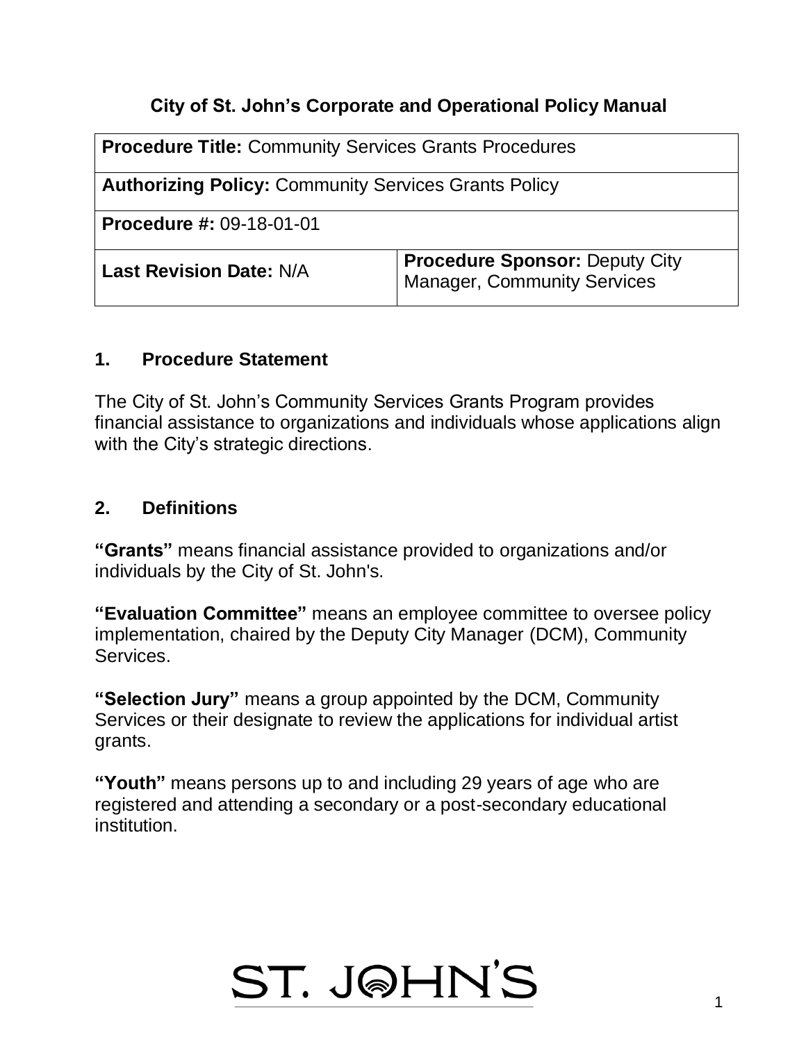# City of St. John's Corporate and Operational Policy Manual

| **Procedure Title:** Community Services Grants Procedures | |
|---|---|
| **Authorizing Policy:** Community Services Grants Policy | |
| **Procedure #:** 09-18-01-01 | |
| **Last Revision Date:** N/A | **Procedure Sponsor:** Deputy City Manager, Community Services |

## 1. Procedure Statement

The City of St. John's Community Services Grants Program provides financial assistance to organizations and individuals whose applications align with the City's strategic directions.

## 2. Definitions

**"Grants"** means financial assistance provided to organizations and/or individuals by the City of St. John's.

**"Evaluation Committee"** means an employee committee to oversee policy implementation, chaired by the Deputy City Manager (DCM), Community Services.

**"Selection Jury"** means a group appointed by the DCM, Community Services or their designate to review the applications for individual artist grants.

**"Youth"** means persons up to and including 29 years of age who are registered and attending a secondary or a post-secondary educational institution.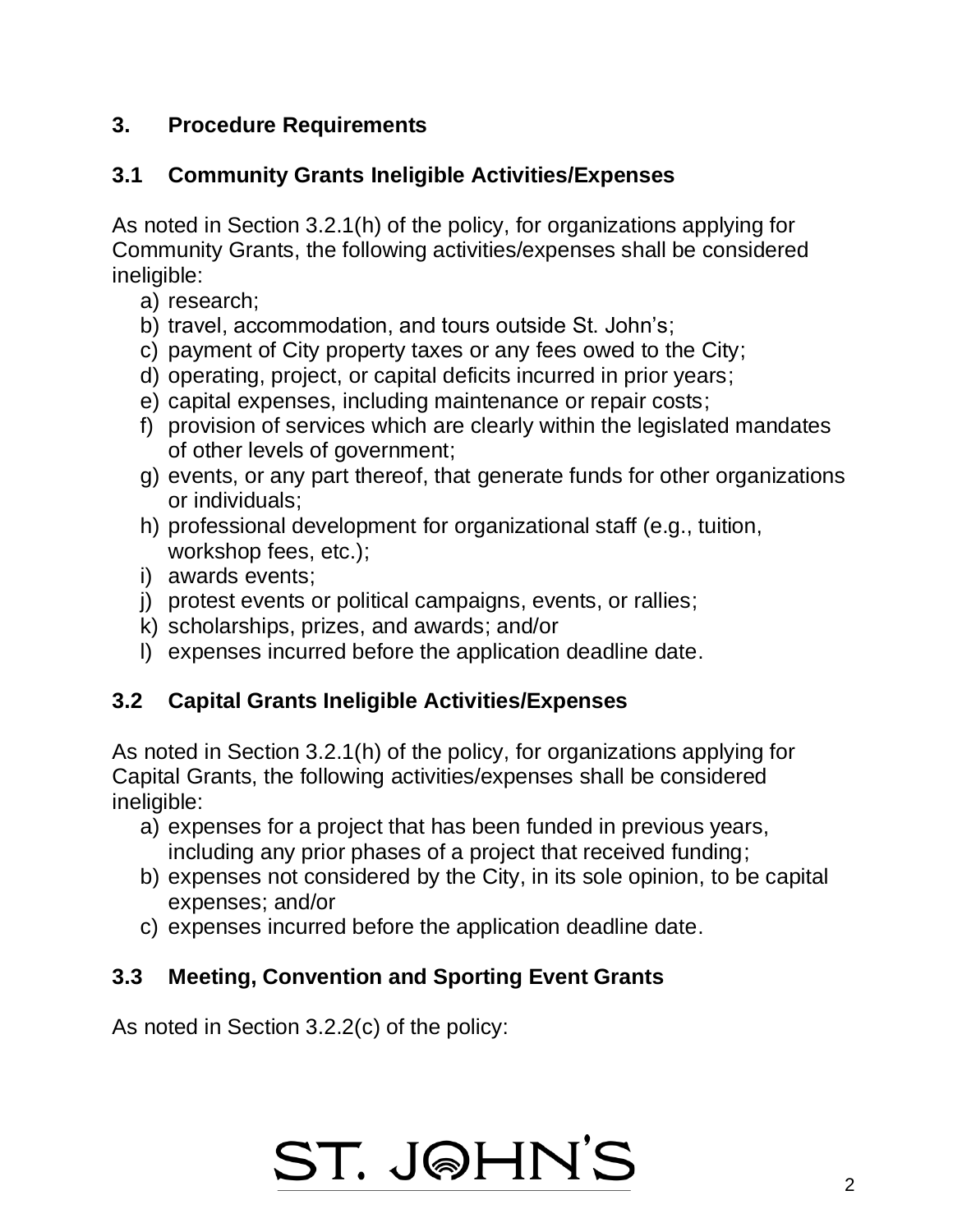## 3. Procedure Requirements

### 3.1 Community Grants Ineligible Activities/Expenses

As noted in Section 3.2.1(h) of the policy, for organizations applying for Community Grants, the following activities/expenses shall be considered ineligible:

a) research;
b) travel, accommodation, and tours outside St. John's;
c) payment of City property taxes or any fees owed to the City;
d) operating, project, or capital deficits incurred in prior years;
e) capital expenses, including maintenance or repair costs;
f) provision of services which are clearly within the legislated mandates of other levels of government;
g) events, or any part thereof, that generate funds for other organizations or individuals;
h) professional development for organizational staff (e.g., tuition, workshop fees, etc.);
i) awards events;
j) protest events or political campaigns, events, or rallies;
k) scholarships, prizes, and awards; and/or
l) expenses incurred before the application deadline date.

### 3.2 Capital Grants Ineligible Activities/Expenses

As noted in Section 3.2.1(h) of the policy, for organizations applying for Capital Grants, the following activities/expenses shall be considered ineligible:

a) expenses for a project that has been funded in previous years, including any prior phases of a project that received funding;
b) expenses not considered by the City, in its sole opinion, to be capital expenses; and/or
c) expenses incurred before the application deadline date.

### 3.3 Meeting, Convention and Sporting Event Grants

As noted in Section 3.2.2(c) of the policy: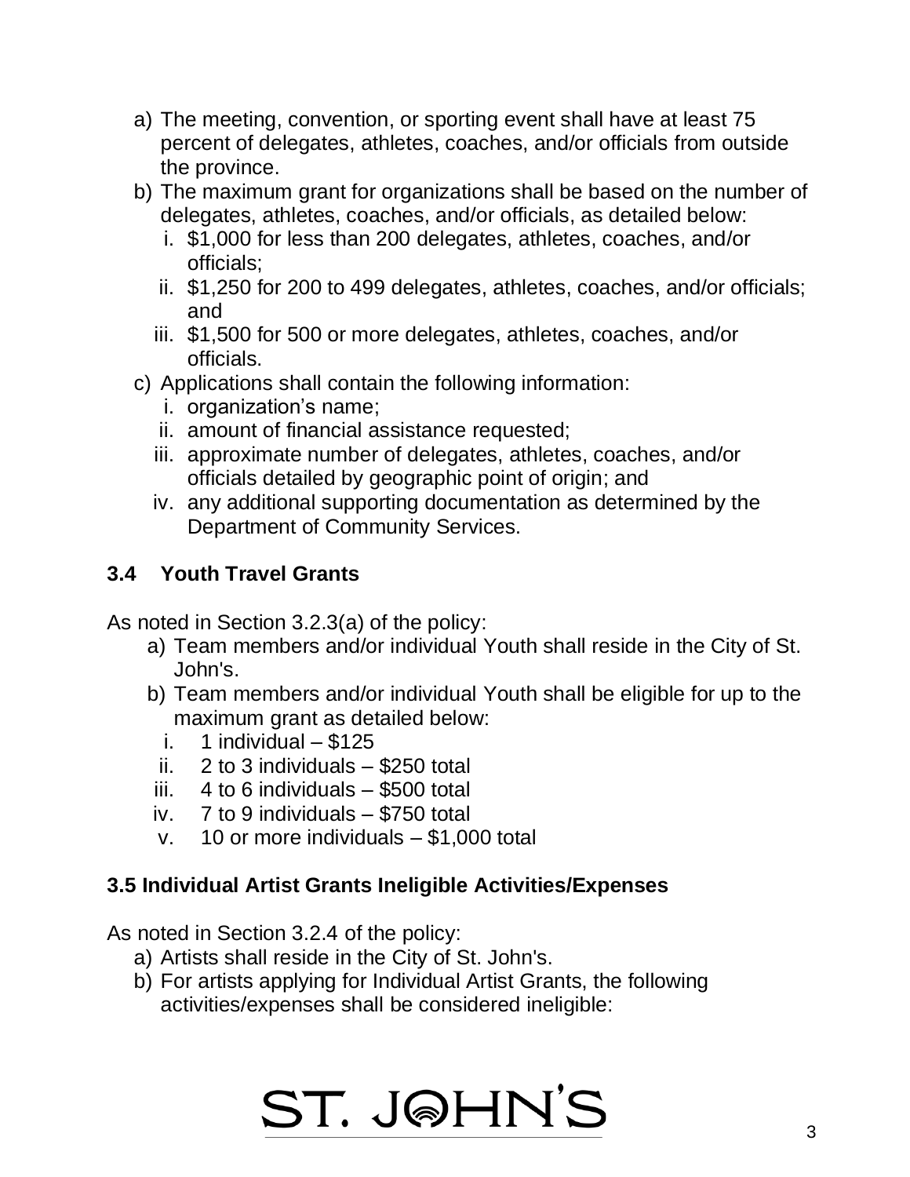a) The meeting, convention, or sporting event shall have at least 75 percent of delegates, athletes, coaches, and/or officials from outside the province.
b) The maximum grant for organizations shall be based on the number of delegates, athletes, coaches, and/or officials, as detailed below:
   i. $1,000 for less than 200 delegates, athletes, coaches, and/or officials;
   ii. $1,250 for 200 to 499 delegates, athletes, coaches, and/or officials; and
   iii. $1,500 for 500 or more delegates, athletes, coaches, and/or officials.
c) Applications shall contain the following information:
   i. organization's name;
   ii. amount of financial assistance requested;
   iii. approximate number of delegates, athletes, coaches, and/or officials detailed by geographic point of origin; and
   iv. any additional supporting documentation as determined by the Department of Community Services.

### 3.4 Youth Travel Grants

As noted in Section 3.2.3(a) of the policy:

a) Team members and/or individual Youth shall reside in the City of St. John's.
b) Team members and/or individual Youth shall be eligible for up to the maximum grant as detailed below:
   i. 1 individual – $125
   ii. 2 to 3 individuals – $250 total
   iii. 4 to 6 individuals – $500 total
   iv. 7 to 9 individuals – $750 total
   v. 10 or more individuals – $1,000 total

### 3.5 Individual Artist Grants Ineligible Activities/Expenses

As noted in Section 3.2.4 of the policy:

a) Artists shall reside in the City of St. John's.
b) For artists applying for Individual Artist Grants, the following activities/expenses shall be considered ineligible: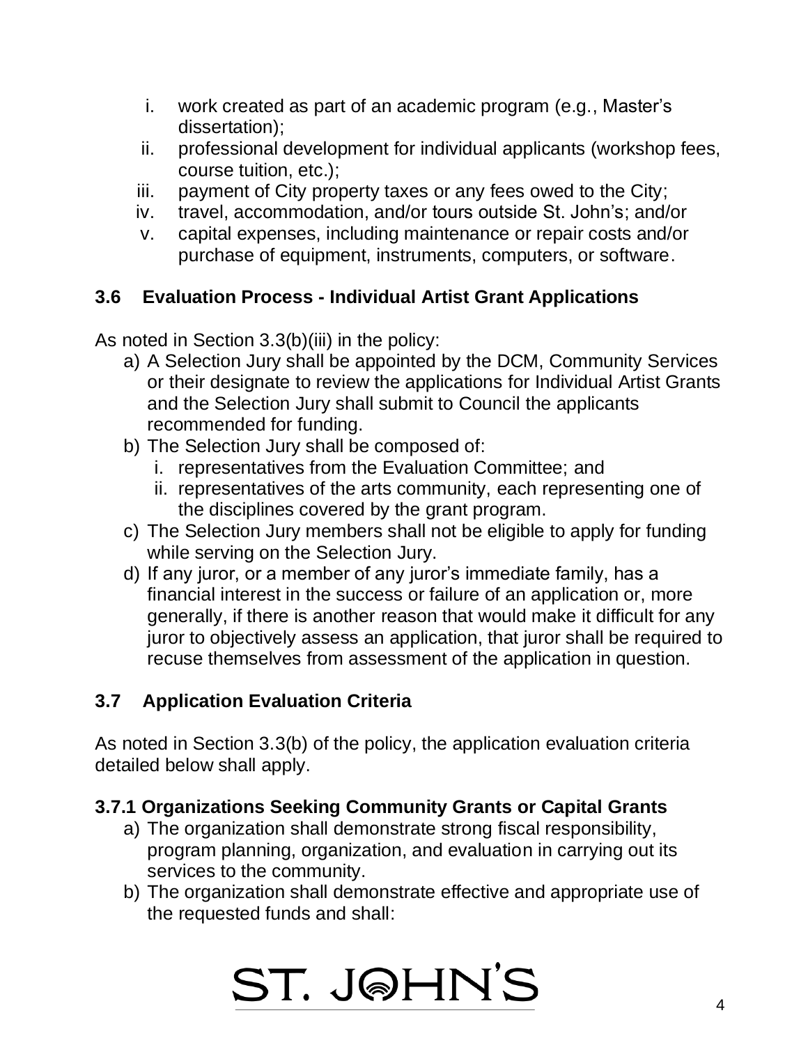i. work created as part of an academic program (e.g., Master's dissertation);
ii. professional development for individual applicants (workshop fees, course tuition, etc.);
iii. payment of City property taxes or any fees owed to the City;
iv. travel, accommodation, and/or tours outside St. John's; and/or
v. capital expenses, including maintenance or repair costs and/or purchase of equipment, instruments, computers, or software.

### 3.6 Evaluation Process - Individual Artist Grant Applications

As noted in Section 3.3(b)(iii) in the policy:

a) A Selection Jury shall be appointed by the DCM, Community Services or their designate to review the applications for Individual Artist Grants and the Selection Jury shall submit to Council the applicants recommended for funding.
b) The Selection Jury shall be composed of:
   i. representatives from the Evaluation Committee; and
   ii. representatives of the arts community, each representing one of the disciplines covered by the grant program.
c) The Selection Jury members shall not be eligible to apply for funding while serving on the Selection Jury.
d) If any juror, or a member of any juror's immediate family, has a financial interest in the success or failure of an application or, more generally, if there is another reason that would make it difficult for any juror to objectively assess an application, that juror shall be required to recuse themselves from assessment of the application in question.

### 3.7 Application Evaluation Criteria

As noted in Section 3.3(b) of the policy, the application evaluation criteria detailed below shall apply.

#### 3.7.1 Organizations Seeking Community Grants or Capital Grants

a) The organization shall demonstrate strong fiscal responsibility, program planning, organization, and evaluation in carrying out its services to the community.
b) The organization shall demonstrate effective and appropriate use of the requested funds and shall: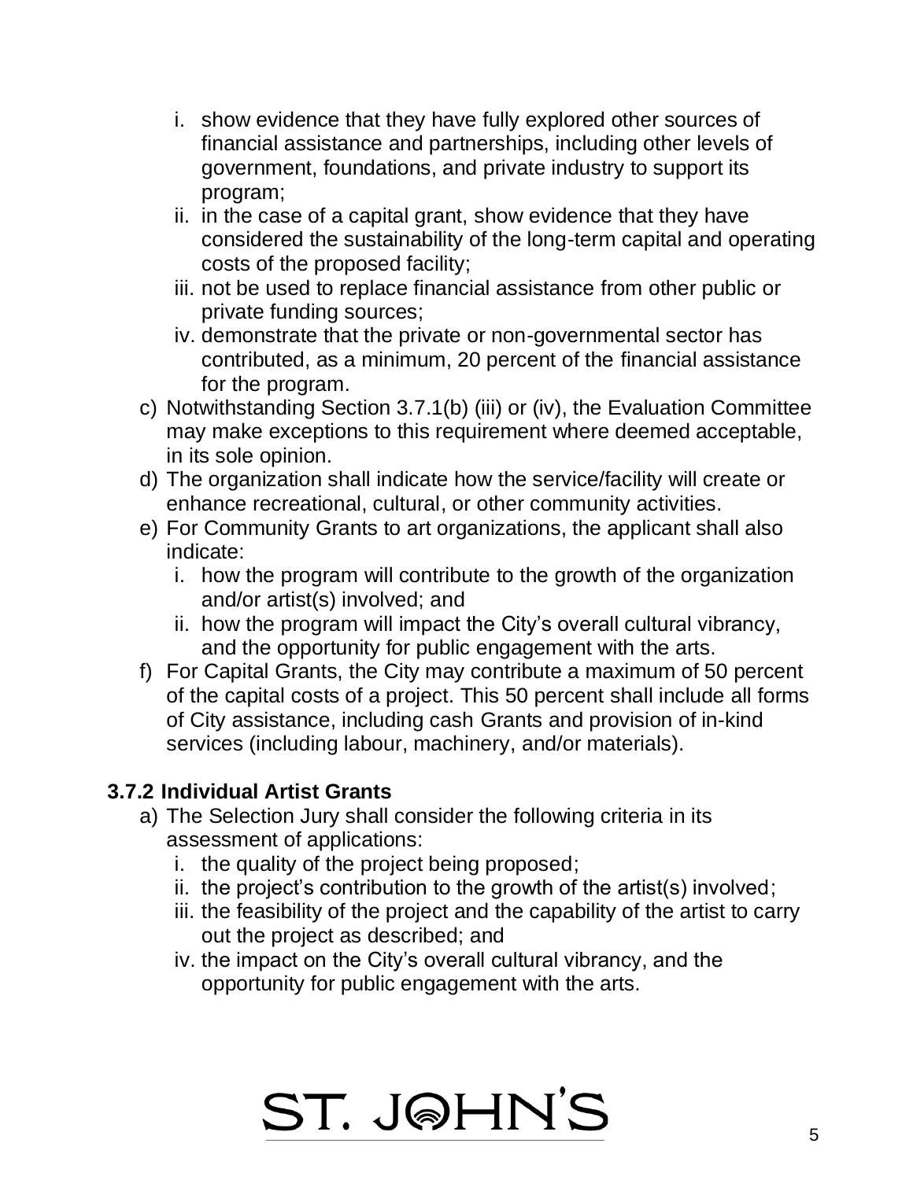i. show evidence that they have fully explored other sources of financial assistance and partnerships, including other levels of government, foundations, and private industry to support its program;
   ii. in the case of a capital grant, show evidence that they have considered the sustainability of the long-term capital and operating costs of the proposed facility;
   iii. not be used to replace financial assistance from other public or private funding sources;
   iv. demonstrate that the private or non-governmental sector has contributed, as a minimum, 20 percent of the financial assistance for the program.

c) Notwithstanding Section 3.7.1(b) (iii) or (iv), the Evaluation Committee may make exceptions to this requirement where deemed acceptable, in its sole opinion.

d) The organization shall indicate how the service/facility will create or enhance recreational, cultural, or other community activities.

e) For Community Grants to art organizations, the applicant shall also indicate:
   i. how the program will contribute to the growth of the organization and/or artist(s) involved; and
   ii. how the program will impact the City's overall cultural vibrancy, and the opportunity for public engagement with the arts.

f) For Capital Grants, the City may contribute a maximum of 50 percent of the capital costs of a project. This 50 percent shall include all forms of City assistance, including cash Grants and provision of in-kind services (including labour, machinery, and/or materials).

### 3.7.2 Individual Artist Grants

a) The Selection Jury shall consider the following criteria in its assessment of applications:
   i. the quality of the project being proposed;
   ii. the project's contribution to the growth of the artist(s) involved;
   iii. the feasibility of the project and the capability of the artist to carry out the project as described; and
   iv. the impact on the City's overall cultural vibrancy, and the opportunity for public engagement with the arts.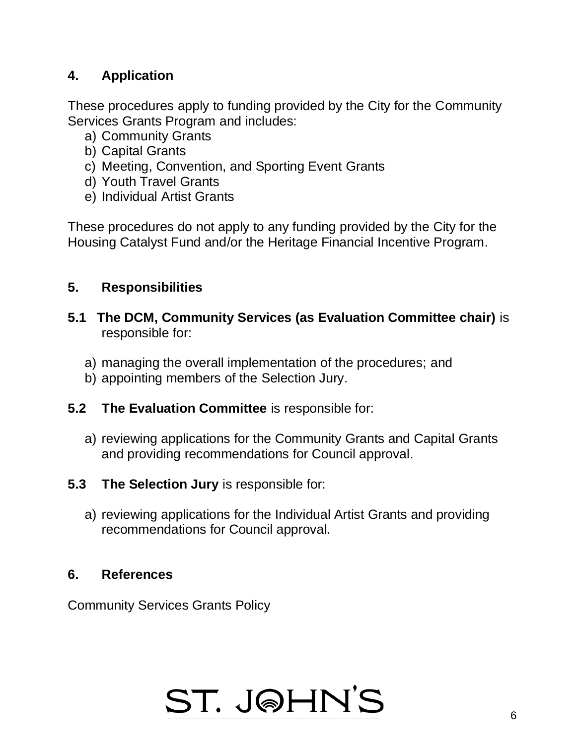## 4. Application

These procedures apply to funding provided by the City for the Community Services Grants Program and includes:

a) Community Grants
b) Capital Grants
c) Meeting, Convention, and Sporting Event Grants
d) Youth Travel Grants
e) Individual Artist Grants

These procedures do not apply to any funding provided by the City for the Housing Catalyst Fund and/or the Heritage Financial Incentive Program.

## 5. Responsibilities

**5.1 The DCM, Community Services (as Evaluation Committee chair)** is responsible for:

a) managing the overall implementation of the procedures; and
b) appointing members of the Selection Jury.

**5.2 The Evaluation Committee** is responsible for:

a) reviewing applications for the Community Grants and Capital Grants and providing recommendations for Council approval.

**5.3 The Selection Jury** is responsible for:

a) reviewing applications for the Individual Artist Grants and providing recommendations for Council approval.

## 6. References

Community Services Grants Policy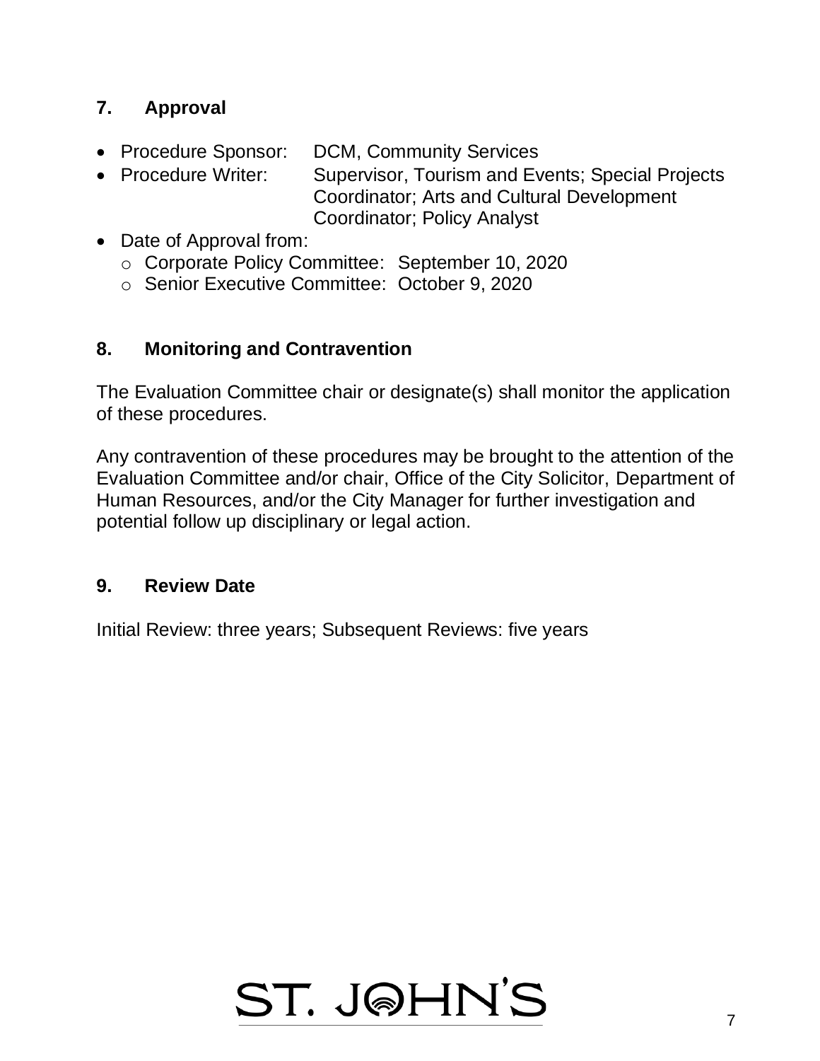## 7. Approval

- Procedure Sponsor: DCM, Community Services
- Procedure Writer: Supervisor, Tourism and Events; Special Projects Coordinator; Arts and Cultural Development Coordinator; Policy Analyst
- Date of Approval from:
  - Corporate Policy Committee: September 10, 2020
  - Senior Executive Committee: October 9, 2020

## 8. Monitoring and Contravention

The Evaluation Committee chair or designate(s) shall monitor the application of these procedures.

Any contravention of these procedures may be brought to the attention of the Evaluation Committee and/or chair, Office of the City Solicitor, Department of Human Resources, and/or the City Manager for further investigation and potential follow up disciplinary or legal action.

## 9. Review Date

Initial Review: three years; Subsequent Reviews: five years